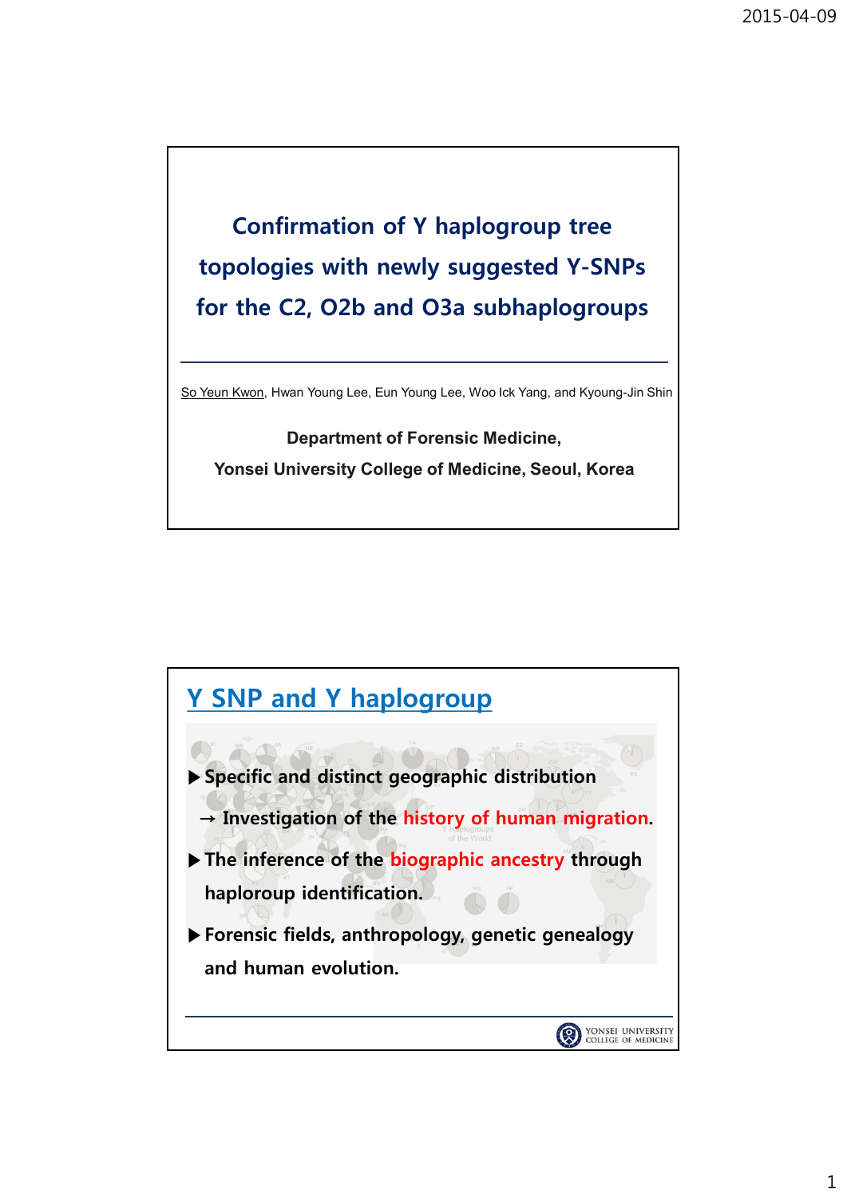# Confirmation of Y haplogroup tree topologies with newly suggested Y-SNPs for the C2, O2b and O3a subhaplogroups

So Yeun Kwon, Hwan Young Lee, Eun Young Lee, Woo Ick Yang, and Kyoung-Jin Shin

**Department of Forensic Medicine,**

**Yonsei University College of Medicine, Seoul, Korea**

## Y SNP and Y haplogroup

- **Specific and distinct geographic distribution**
  - → **Investigation of the history of human migration.**
- **The inference of the biographic ancestry through haploroup identification.**
- **Forensic fields, anthropology, genetic genealogy and human evolution.**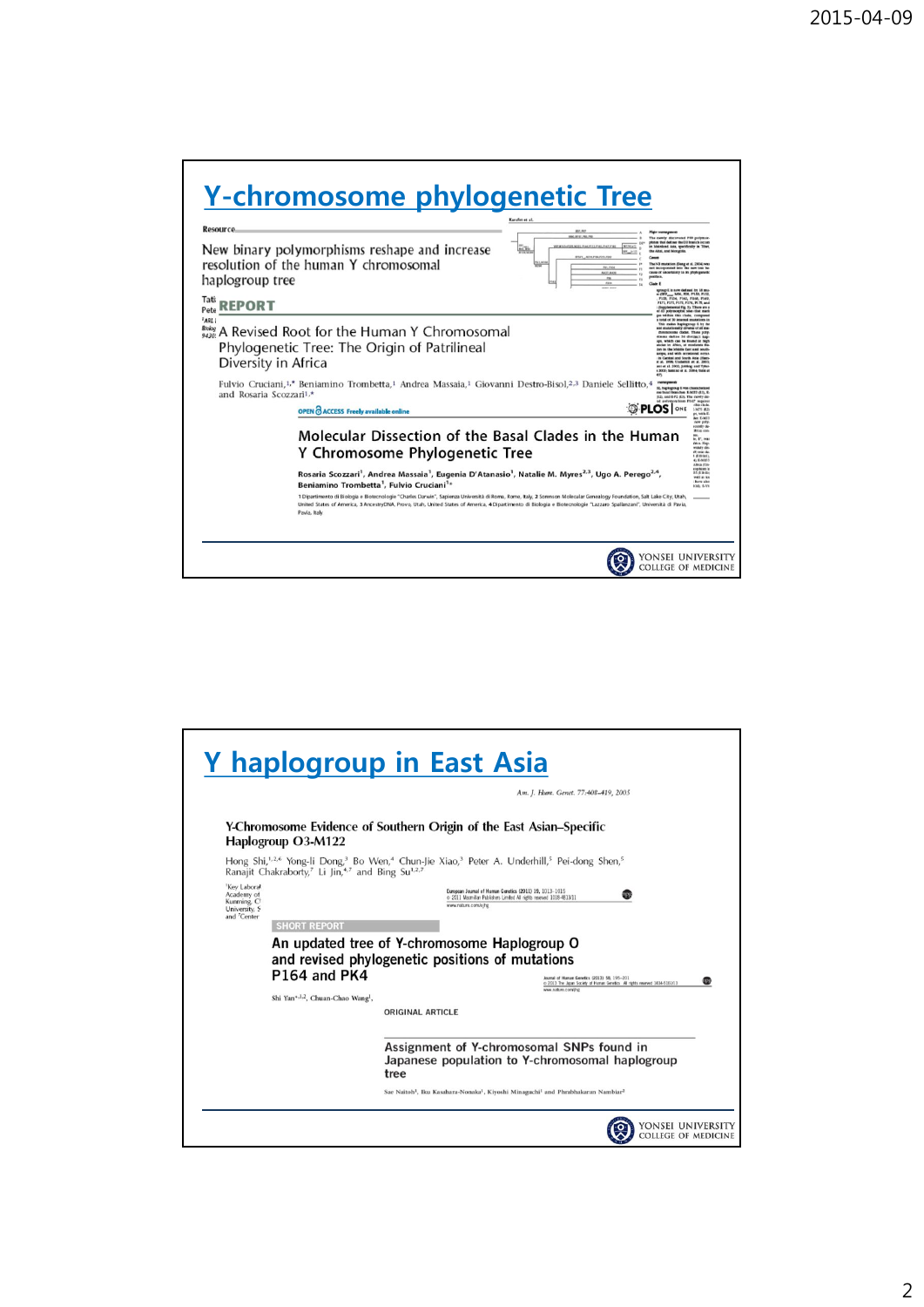## Y-chromosome phylogenetic Tree

Resource

New binary polymorphisms reshape and increase resolution of the human Y chromosomal haplogroup tree

REPORT

A Revised Root for the Human Y Chromosomal Phylogenetic Tree: The Origin of Patrilineal Diversity in Africa

Fulvio Cruciani,[1,*] Beniamino Trombetta,[1] Andrea Massaia,[1] Giovanni Destro-Bisol,[2,3] Daniele Sellitto,[4] and Rosaria Scozzari[1,*]

OPEN ACCESS Freely available online — PLOS ONE

Molecular Dissection of the Basal Clades in the Human Y Chromosome Phylogenetic Tree

Rosaria Scozzari[1], Andrea Massaia[1], Eugenia D'Atanasio[1], Natalie M. Myres[2,3], Ugo A. Perego[2,4], Beniamino Trombetta[1], Fulvio Cruciani[1*]

1 Dipartimento di Biologia e Biotecnologie "Charles Darwin", Sapienza Università di Roma, Rome, Italy, 2 Sorenson Molecular Genealogy Foundation, Salt Lake City, Utah, United States of America, 3 AncestryDNA, Provo, Utah, United States of America, 4 Dipartimento di Biologia e Biotecnologie "Lazzaro Spallanzani", Università di Pavia, Pavia, Italy

YONSEI UNIVERSITY COLLEGE OF MEDICINE

## Y haplogroup in East Asia

*Am. J. Hum. Genet. 77:408–419, 2005*

Y-Chromosome Evidence of Southern Origin of the East Asian–Specific Haplogroup O3-M122

Hong Shi,[1,2,6] Yong-li Dong,[3] Bo Wen,[4] Chun-Jie Xiao,[3] Peter A. Underhill,[5] Pei-dong Shen,[5] Ranajit Chakraborty,[7] Li Jin,[4,7] and Bing Su[1,2,7]

European Journal of Human Genetics (2011) 19, 1013–1015

SHORT REPORT

An updated tree of Y-chromosome Haplogroup O and revised phylogenetic positions of mutations P164 and PK4

Shi Yan[*,1,2], Chuan-Chao Wang[1],

Journal of Human Genetics (2013) 58, 195–201

ORIGINAL ARTICLE

Assignment of Y-chromosomal SNPs found in Japanese population to Y-chromosomal haplogroup tree

Sae Naitoh[1], Iku Kasahara-Nonaka[1], Kiyoshi Minaguchi[1] and Phrabhakaran Nambiar[2]

YONSEI UNIVERSITY COLLEGE OF MEDICINE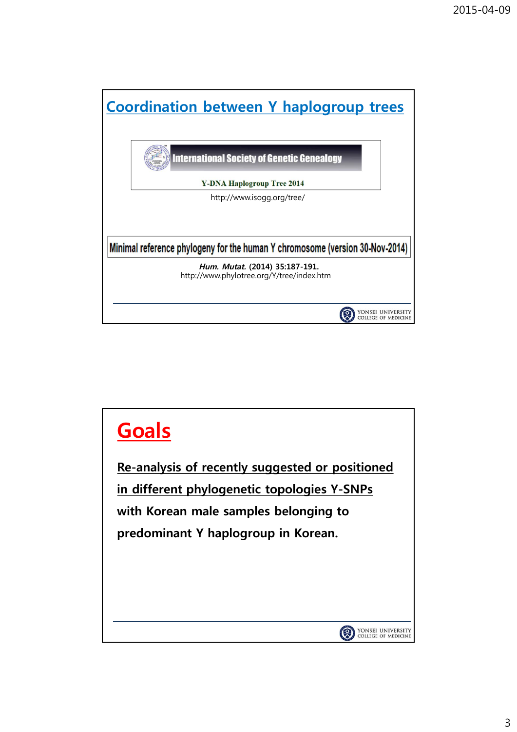## Coordination between Y haplogroup trees

International Society of Genetic Genealogy

Y-DNA Haplogroup Tree 2014

http://www.isogg.org/tree/

Minimal reference phylogeny for the human Y chromosome (version 30-Nov-2014)

*Hum. Mutat.* (2014) 35:187-191.
http://www.phylotree.org/Y/tree/index.htm

YONSEI UNIVERSITY COLLEGE OF MEDICINE

## Goals

**Re-analysis of recently suggested or positioned in different phylogenetic topologies Y-SNPs with Korean male samples belonging to predominant Y haplogroup in Korean.**

YONSEI UNIVERSITY COLLEGE OF MEDICINE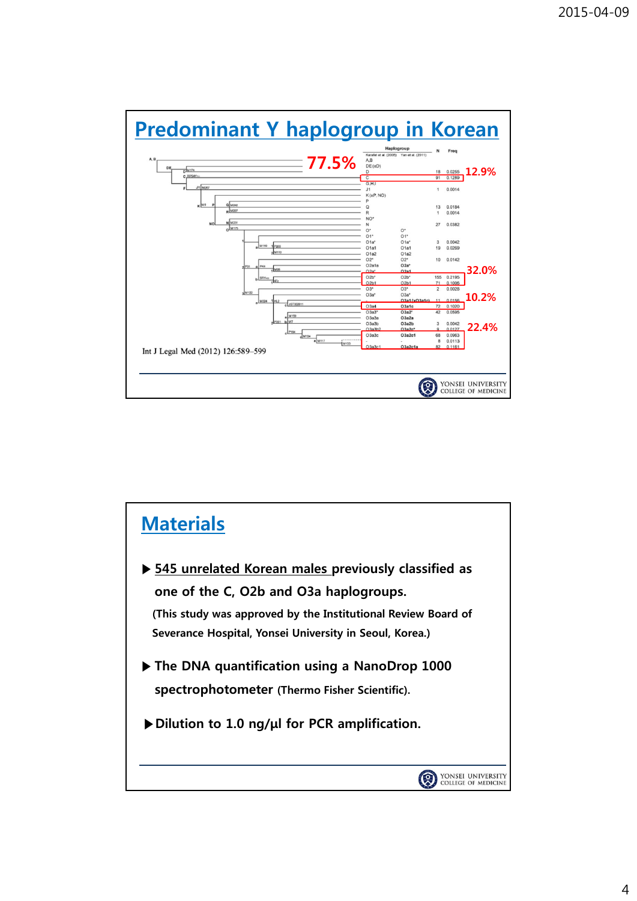# Predominant Y haplogroup in Korean

77.5%

| Haplogroup (Karafet et al. (2008)) | Haplogroup (Yan et al. (2011)) | N | Freq |
|---|---|---|---|
| A,B | | | |
| DE(xD) | | | |
| D | | 18 | 0.0255 |
| C | | 91 | 0.1289 |
| G,H,I | | | |
| J1 | | 1 | 0.0014 |
| K(xP, NO) | | | |
| P | | | |
| Q | | 13 | 0.0184 |
| R | | 1 | 0.0014 |
| NO* | | | |
| N | | 27 | 0.0382 |
| O* | O* | | |
| O1* | O1* | | |
| O1a* | O1a* | 3 | 0.0042 |
| O1a1 | O1a1 | 19 | 0.0269 |
| O1a2 | O1a2 | | |
| O2* | O2* | 10 | 0.0142 |
| O2a1a | O2a* | | |
| O2a* | O2a1 | | |
| O2b* | O2b* | 155 | 0.2195 |
| O2b1 | O2b1 | 71 | 0.1006 |
| O3* | O3* | 2 | 0.0028 |
| O3a* | O3a* | | |
| - | O3a1(xO3a1c) | 11 | 0.0156 |
| O3a4 | O3a1c | 72 | 0.1020 |
| O3a3* | O3a2* | 42 | 0.0595 |
| O3a3a | O3a2a | | |
| O3a3b | O3a2b | 3 | 0.0042 |
| O3a3b2 | O3a2c* | 9 | 0.0127 |
| O3a3c | O3a2c1 | 68 | 0.0963 |
| - | - | 8 | 0.0113 |
| O3a3c1 | O3a2c1a | 82 | 0.1161 |

12.9% (C); 32.0% (O2b*, O2b1); 10.2% (O3a4/O3a1c); 22.4% (O3a3c, -, O3a3c1)

Int J Legal Med (2012) 126:589–599

# Materials

- ▶ 545 unrelated Korean males previously classified as one of the C, O2b and O3a haplogroups.
  (This study was approved by the Institutional Review Board of Severance Hospital, Yonsei University in Seoul, Korea.)
- ▶ The DNA quantification using a NanoDrop 1000 spectrophotometer (Thermo Fisher Scientific).
- ▶ Dilution to 1.0 ng/μl for PCR amplification.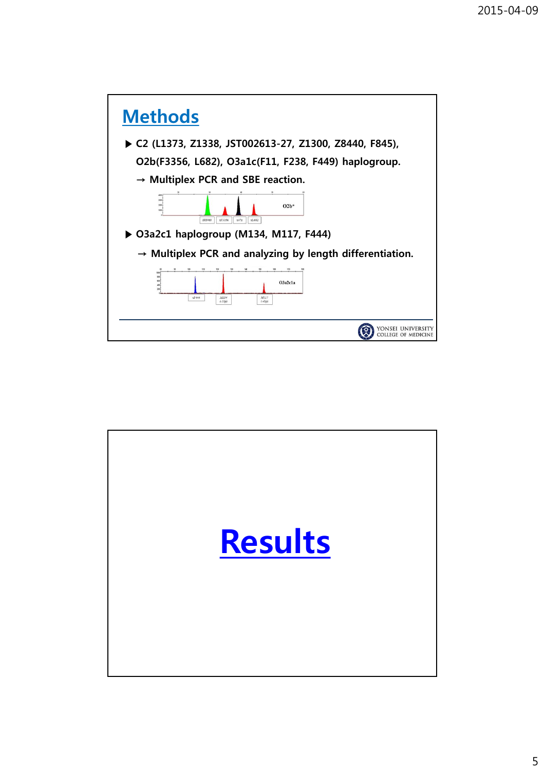## Methods

- C2 (L1373, Z1338, JST002613-27, Z1300, Z8440, F845), O2b(F3356, L682), O3a1c(F11, F238, F449) haplogroup.
  - → Multiplex PCR and SBE reaction.
- O3a2c1 haplogroup (M134, M117, F444)
  - → Multiplex PCR and analyzing by length differentiation.

# Results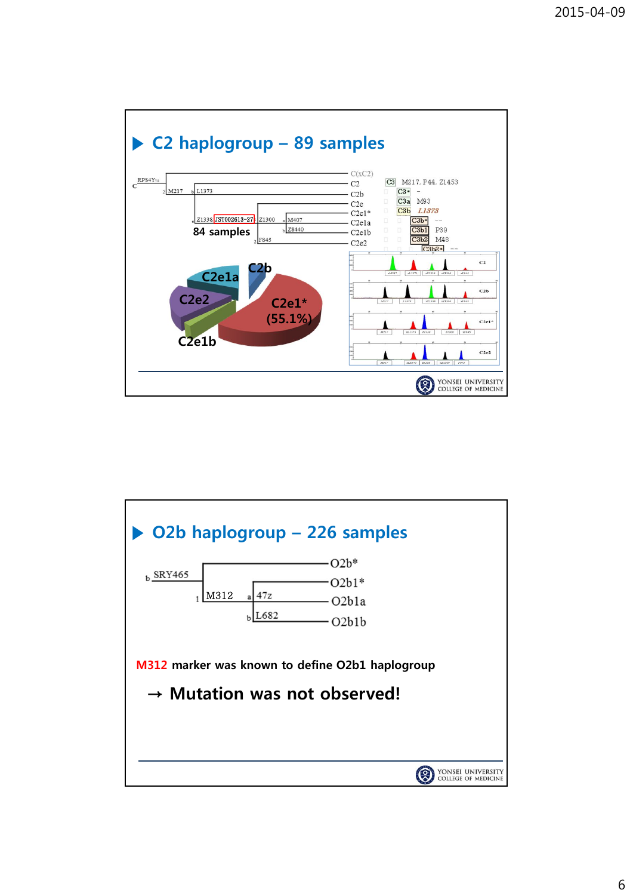## C2 haplogroup – 89 samples

C(xC2)
C2
C2b
C2e
C2e1*
C2e1a
C2e1b
C2e2

RPS4Y711, M217, L1373, Z1338, JST002613-27, Z1300, M407, Z8440, F845

84 samples

C3 M217, P44, Z1453
C3* –
C3a M93
C3b L1373
C3b* --
C3b1 P39
C3b2 M48
C3b2* --

C2e1a, C2b, C2e2, C2e1* (55.1%), C2e1b

## O2b haplogroup – 226 samples

SRY465, M312, 47z, L682

O2b*
O2b1*
O2b1a
O2b1b

**M312 marker was known to define O2b1 haplogroup**

→ **Mutation was not observed!**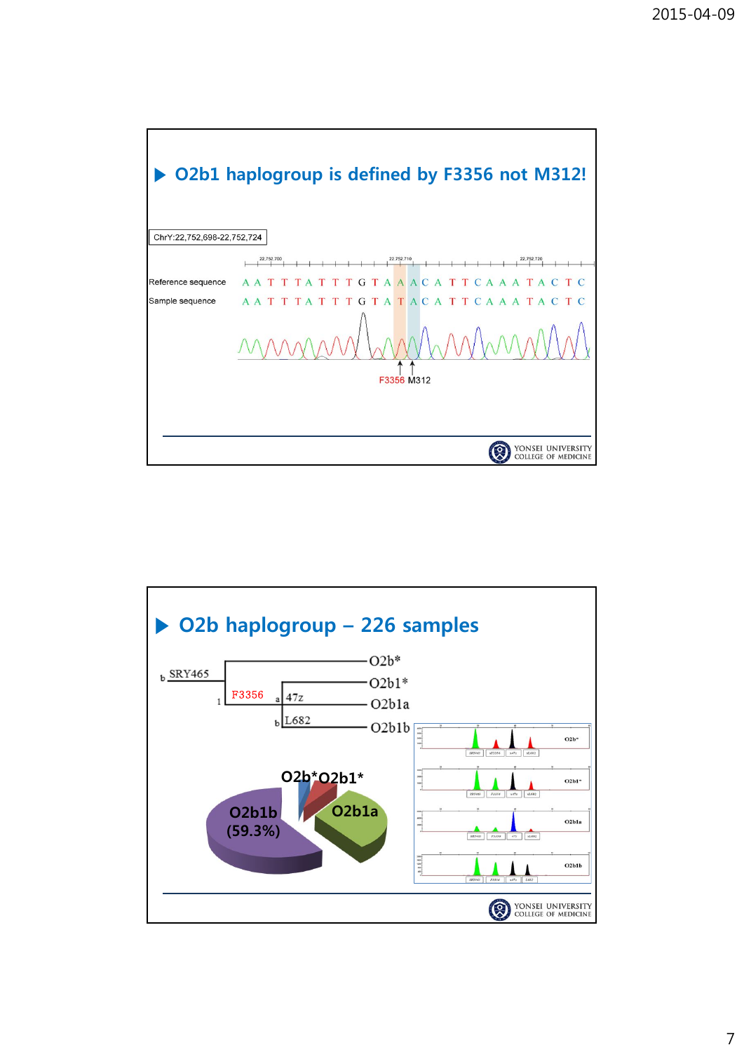## ▶ O2b1 haplogroup is defined by F3356 not M312!

ChrY:22,752,698-22,752,724

Reference sequence A A T T T A T T T G T A A A C A T T C A A A T A C T C

Sample sequence A A T T T A T T T G T A T A C A T T C A A A T A C T C

F3356 M312

## ▶ O2b haplogroup – 226 samples

- b SRY465 — O2b*
  - 1 F3356 — O2b1*
    - a 47z — O2b1a
    - b L682 — O2b1b

O2b* O2b1* O2b1a O2b1b (59.3%)

O2b* O2b1* O2b1a O2b1b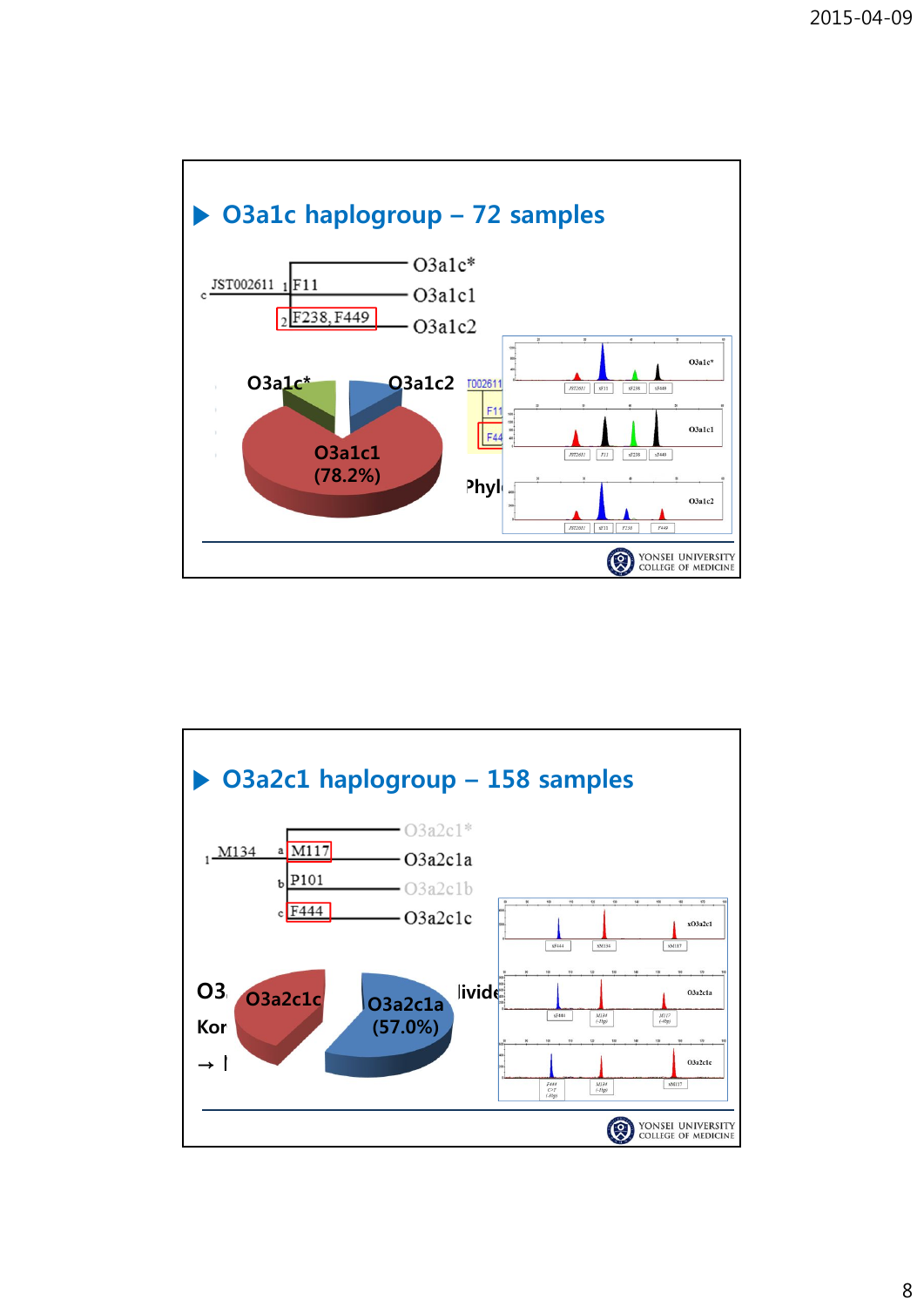## O3a1c haplogroup – 72 samples

JST002611 | F11 | F238, F449

- O3a1c*
- O3a1c1
- O3a1c2

O3a1c* | O3a1c2 | O3a1c1 (78.2%)

## O3a2c1 haplogroup – 158 samples

M134 | M117 | P101 | F444

- O3a2c1*
- O3a2c1a
- O3a2c1b
- O3a2c1c

O3a2c1c | O3a2c1a (57.0%)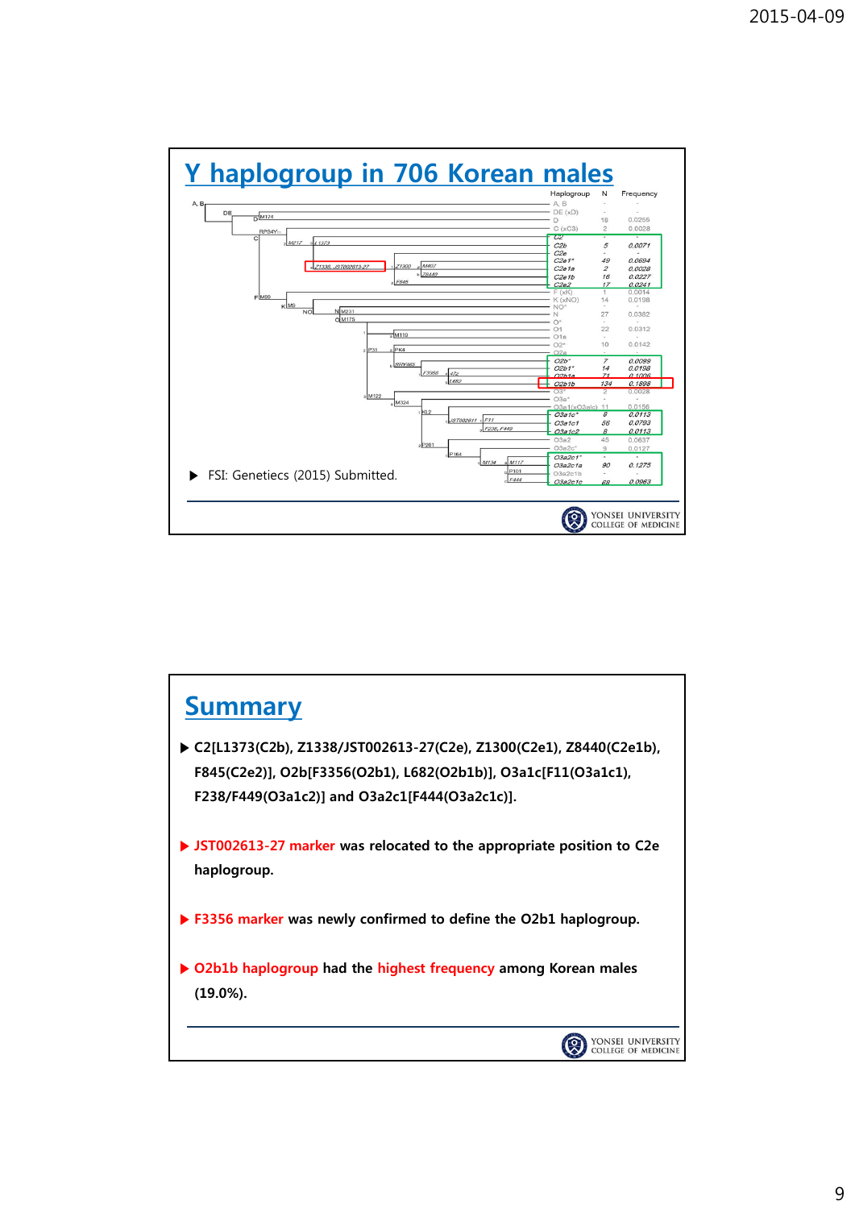## Y haplogroup in 706 Korean males

| Haplogroup | N | Frequency |
|---|---|---|
| A, B | - | - |
| DE (xD) | - | - |
| D | 18 | 0.0255 |
| C (xC3) | 2 | 0.0028 |
| C2* | - | - |
| C2b | 5 | 0.0071 |
| C2e | - | - |
| C2e1* | 49 | 0.0694 |
| C2e1a | 2 | 0.0028 |
| C2e1b | 16 | 0.0227 |
| C2e2 | 17 | 0.0241 |
| F (xK) | 1 | 0.0014 |
| K (xNO) | 14 | 0.0198 |
| NO* | - | - |
| N | 27 | 0.0382 |
| O* | - | - |
| O1 | 22 | 0.0312 |
| O1a | - | - |
| O2* | 10 | 0.0142 |
| O2a | - | - |
| O2b* | 7 | 0.0099 |
| O2b1* | 14 | 0.0198 |
| O2b1a | 71 | 0.1006 |
| O2b1b | 134 | 0.1898 |
| O3* | 2 | 0.0028 |
| O3a* | - | - |
| O3a1(xO3a1c) | 11 | 0.0156 |
| O3a1c* | 8 | 0.0113 |
| O3a1c1 | 56 | 0.0793 |
| O3a1c2 | 8 | 0.0113 |
| O3a2 | 45 | 0.0637 |
| O3a2c* | 9 | 0.0127 |
| O3a2c1* | - | - |
| O3a2c1a | 90 | 0.1275 |
| O3a2c1b | - | - |
| O3a2c1c | 68 | 0.0963 |

- FSI: Geneticcs (2015) Submitted.

## Summary

- **C2[L1373(C2b), Z1338/JST002613-27(C2e), Z1300(C2e1), Z8440(C2e1b), F845(C2e2)], O2b[F3356(O2b1), L682(O2b1b)], O3a1c[F11(O3a1c1), F238/F449(O3a1c2)] and O3a2c1[F444(O3a2c1c)].**
- **JST002613-27 marker was relocated to the appropriate position to C2e haplogroup.**
- **F3356 marker was newly confirmed to define the O2b1 haplogroup.**
- **O2b1b haplogroup had the highest frequency among Korean males (19.0%).**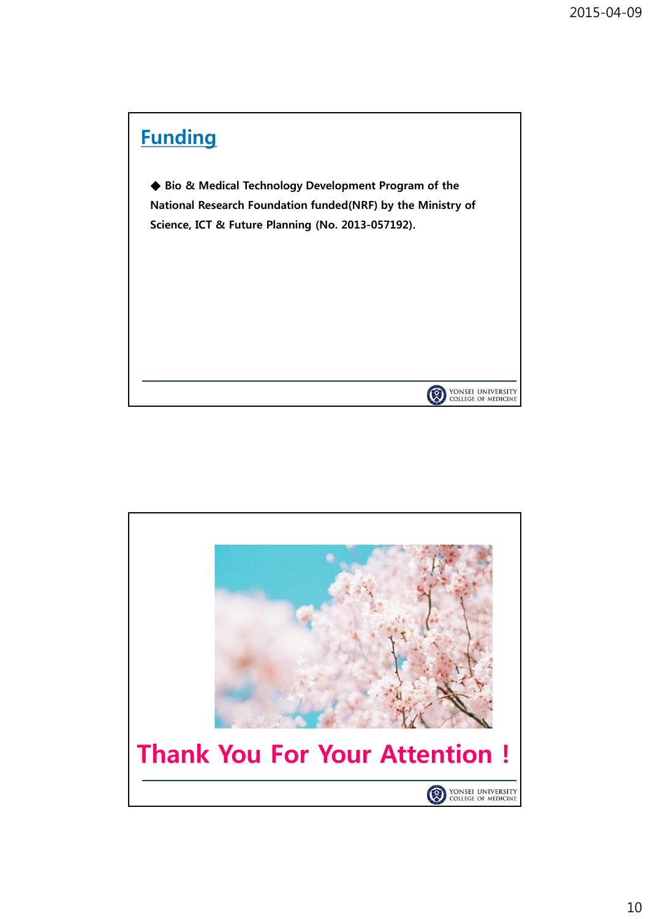## Funding

◆ Bio & Medical Technology Development Program of the National Research Foundation funded(NRF) by the Ministry of Science, ICT & Future Planning (No. 2013-057192).

YONSEI UNIVERSITY COLLEGE OF MEDICINE

# Thank You For Your Attention !

YONSEI UNIVERSITY COLLEGE OF MEDICINE